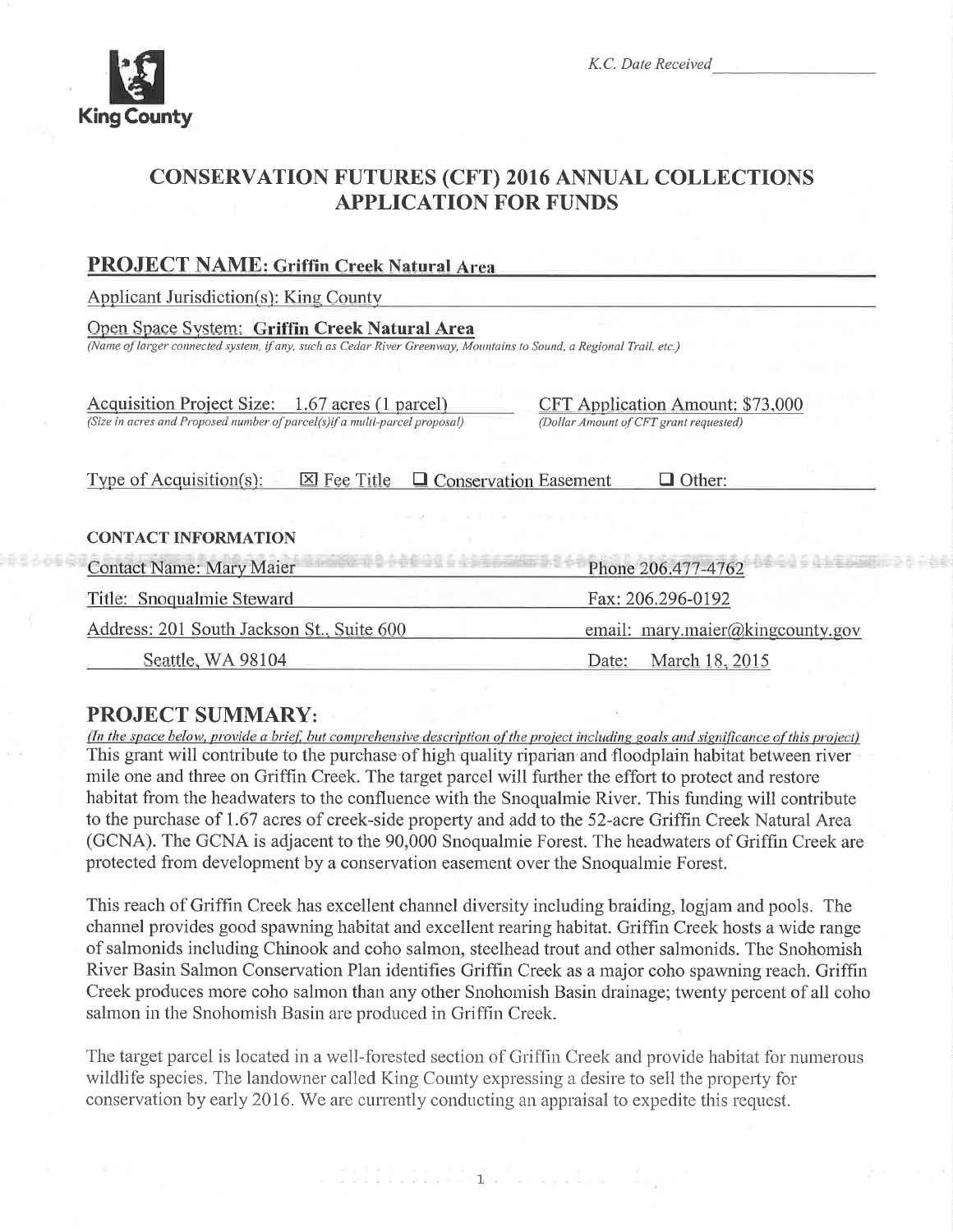King County

*K.C. Date Received* \_\_\_\_\_\_\_\_\_\_\_\_\_\_

# CONSERVATION FUTURES (CFT) 2016 ANNUAL COLLECTIONS APPLICATION FOR FUNDS

## PROJECT NAME: Griffin Creek Natural Area

Applicant Jurisdiction(s): King County

Open Space System: **Griffin Creek Natural Area**
*(Name of larger connected system, if any, such as Cedar River Greenway, Mountains to Sound, a Regional Trail, etc.)*

Acquisition Project Size: 1.67 acres (1 parcel)
*(Size in acres and Proposed number of parcel(s)if a multi-parcel proposal)*

CFT Application Amount: $73,000
*(Dollar Amount of CFT grant requested)*

Type of Acquisition(s): ☒ Fee Title ☐ Conservation Easement ☐ Other:

**CONTACT INFORMATION**

| | |
|---|---|
| Contact Name: Mary Maier | Phone 206.477-4762 |
| Title: Snoqualmie Steward | Fax: 206.296-0192 |
| Address: 201 South Jackson St., Suite 600 | email: mary.maier@kingcounty.gov |
| Seattle, WA 98104 | Date: March 18, 2015 |

## PROJECT SUMMARY:

*(In the space below, provide a brief, but comprehensive description of the project including goals and significance of this project)*

This grant will contribute to the purchase of high quality riparian and floodplain habitat between river mile one and three on Griffin Creek. The target parcel will further the effort to protect and restore habitat from the headwaters to the confluence with the Snoqualmie River. This funding will contribute to the purchase of 1.67 acres of creek-side property and add to the 52-acre Griffin Creek Natural Area (GCNA). The GCNA is adjacent to the 90,000 Snoqualmie Forest. The headwaters of Griffin Creek are protected from development by a conservation easement over the Snoqualmie Forest.

This reach of Griffin Creek has excellent channel diversity including braiding, logjam and pools. The channel provides good spawning habitat and excellent rearing habitat. Griffin Creek hosts a wide range of salmonids including Chinook and coho salmon, steelhead trout and other salmonids. The Snohomish River Basin Salmon Conservation Plan identifies Griffin Creek as a major coho spawning reach. Griffin Creek produces more coho salmon than any other Snohomish Basin drainage; twenty percent of all coho salmon in the Snohomish Basin are produced in Griffin Creek.

The target parcel is located in a well-forested section of Griffin Creek and provide habitat for numerous wildlife species. The landowner called King County expressing a desire to sell the property for conservation by early 2016. We are currently conducting an appraisal to expedite this request.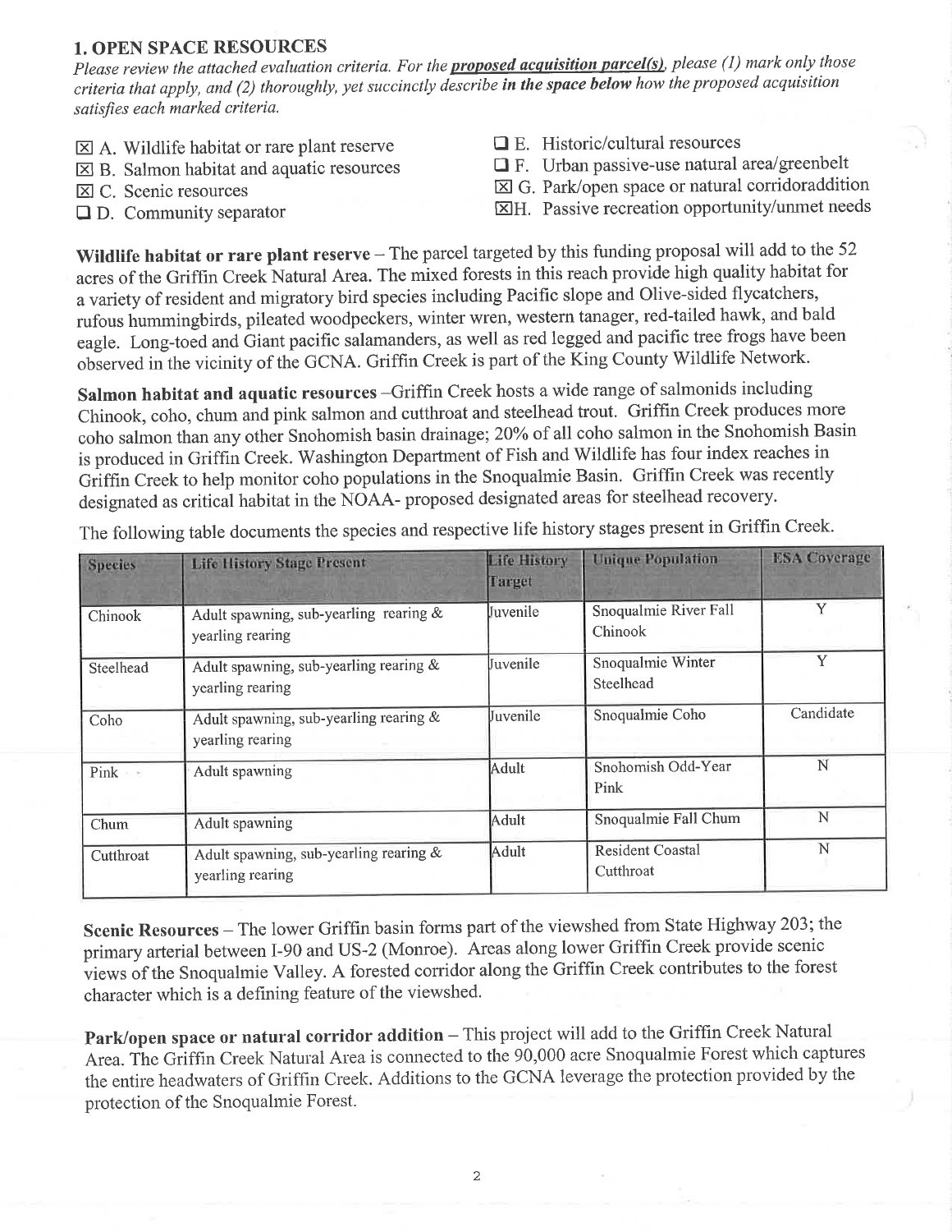## 1. OPEN SPACE RESOURCES

*Please review the attached evaluation criteria. For the* ***proposed acquisition parcel(s)****, please (1) mark only those criteria that apply, and (2) thoroughly, yet succinctly describe* ***in the space below*** *how the proposed acquisition satisfies each marked criteria.*

- ☒ A. Wildlife habitat or rare plant reserve
- ☒ B. Salmon habitat and aquatic resources
- ☒ C. Scenic resources
- ☐ D. Community separator
- ☐ E. Historic/cultural resources
- ☐ F. Urban passive-use natural area/greenbelt
- ☒ G. Park/open space or natural corridoraddition
- ☒ H. Passive recreation opportunity/unmet needs

**Wildlife habitat or rare plant reserve** – The parcel targeted by this funding proposal will add to the 52 acres of the Griffin Creek Natural Area. The mixed forests in this reach provide high quality habitat for a variety of resident and migratory bird species including Pacific slope and Olive-sided flycatchers, rufous hummingbirds, pileated woodpeckers, winter wren, western tanager, red-tailed hawk, and bald eagle. Long-toed and Giant pacific salamanders, as well as red legged and pacific tree frogs have been observed in the vicinity of the GCNA. Griffin Creek is part of the King County Wildlife Network.

**Salmon habitat and aquatic resources** –Griffin Creek hosts a wide range of salmonids including Chinook, coho, chum and pink salmon and cutthroat and steelhead trout. Griffin Creek produces more coho salmon than any other Snohomish basin drainage; 20% of all coho salmon in the Snohomish Basin is produced in Griffin Creek. Washington Department of Fish and Wildlife has four index reaches in Griffin Creek to help monitor coho populations in the Snoqualmie Basin. Griffin Creek was recently designated as critical habitat in the NOAA- proposed designated areas for steelhead recovery.

The following table documents the species and respective life history stages present in Griffin Creek.

| Species | Life History Stage Present | Life History Target | Unique Population | ESA Coverage |
|---|---|---|---|---|
| Chinook | Adult spawning, sub-yearling rearing & yearling rearing | Juvenile | Snoqualmie River Fall Chinook | Y |
| Steelhead | Adult spawning, sub-yearling rearing & yearling rearing | Juvenile | Snoqualmie Winter Steelhead | Y |
| Coho | Adult spawning, sub-yearling rearing & yearling rearing | Juvenile | Snoqualmie Coho | Candidate |
| Pink | Adult spawning | Adult | Snohomish Odd-Year Pink | N |
| Chum | Adult spawning | Adult | Snoqualmie Fall Chum | N |
| Cutthroat | Adult spawning, sub-yearling rearing & yearling rearing | Adult | Resident Coastal Cutthroat | N |

**Scenic Resources** – The lower Griffin basin forms part of the viewshed from State Highway 203; the primary arterial between I-90 and US-2 (Monroe). Areas along lower Griffin Creek provide scenic views of the Snoqualmie Valley. A forested corridor along the Griffin Creek contributes to the forest character which is a defining feature of the viewshed.

**Park/open space or natural corridor addition** – This project will add to the Griffin Creek Natural Area. The Griffin Creek Natural Area is connected to the 90,000 acre Snoqualmie Forest which captures the entire headwaters of Griffin Creek. Additions to the GCNA leverage the protection provided by the protection of the Snoqualmie Forest.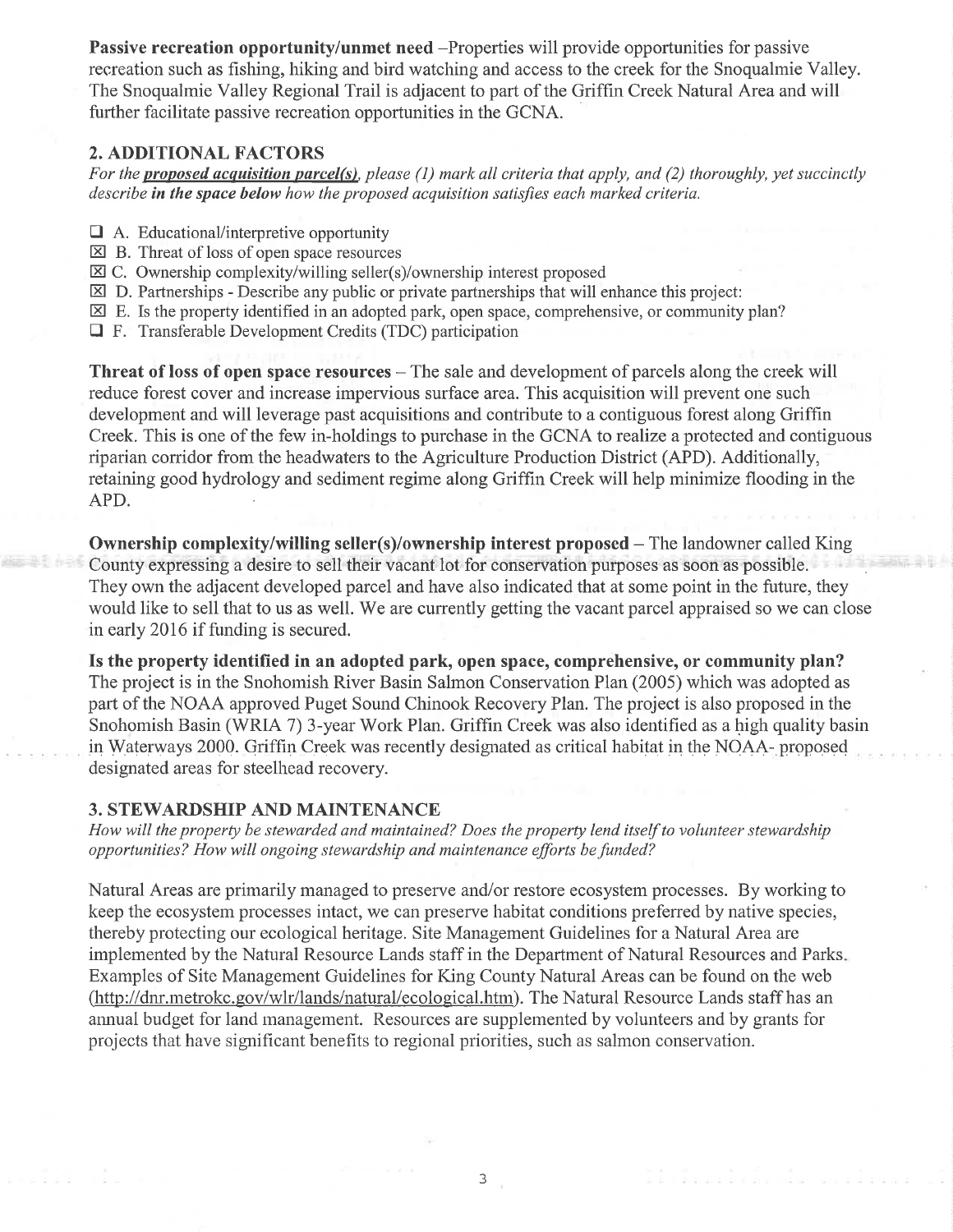**Passive recreation opportunity/unmet need** –Properties will provide opportunities for passive recreation such as fishing, hiking and bird watching and access to the creek for the Snoqualmie Valley. The Snoqualmie Valley Regional Trail is adjacent to part of the Griffin Creek Natural Area and will further facilitate passive recreation opportunities in the GCNA.

## 2. ADDITIONAL FACTORS

*For the* ***proposed acquisition parcel(s)****, please (1) mark all criteria that apply, and (2) thoroughly, yet succinctly describe* ***in the space below*** *how the proposed acquisition satisfies each marked criteria.*

- ☐ A. Educational/interpretive opportunity
- ☒ B. Threat of loss of open space resources
- ☒ C. Ownership complexity/willing seller(s)/ownership interest proposed
- ☒ D. Partnerships - Describe any public or private partnerships that will enhance this project:
- ☒ E. Is the property identified in an adopted park, open space, comprehensive, or community plan?
- ☐ F. Transferable Development Credits (TDC) participation

**Threat of loss of open space resources** – The sale and development of parcels along the creek will reduce forest cover and increase impervious surface area. This acquisition will prevent one such development and will leverage past acquisitions and contribute to a contiguous forest along Griffin Creek. This is one of the few in-holdings to purchase in the GCNA to realize a protected and contiguous riparian corridor from the headwaters to the Agriculture Production District (APD). Additionally, retaining good hydrology and sediment regime along Griffin Creek will help minimize flooding in the APD.

**Ownership complexity/willing seller(s)/ownership interest proposed** – The landowner called King County expressing a desire to sell their vacant lot for conservation purposes as soon as possible. They own the adjacent developed parcel and have also indicated that at some point in the future, they would like to sell that to us as well. We are currently getting the vacant parcel appraised so we can close in early 2016 if funding is secured.

**Is the property identified in an adopted park, open space, comprehensive, or community plan?** The project is in the Snohomish River Basin Salmon Conservation Plan (2005) which was adopted as part of the NOAA approved Puget Sound Chinook Recovery Plan. The project is also proposed in the Snohomish Basin (WRIA 7) 3-year Work Plan. Griffin Creek was also identified as a high quality basin in Waterways 2000. Griffin Creek was recently designated as critical habitat in the NOAA- proposed designated areas for steelhead recovery.

## 3. STEWARDSHIP AND MAINTENANCE

*How will the property be stewarded and maintained? Does the property lend itself to volunteer stewardship opportunities? How will ongoing stewardship and maintenance efforts be funded?*

Natural Areas are primarily managed to preserve and/or restore ecosystem processes. By working to keep the ecosystem processes intact, we can preserve habitat conditions preferred by native species, thereby protecting our ecological heritage. Site Management Guidelines for a Natural Area are implemented by the Natural Resource Lands staff in the Department of Natural Resources and Parks. Examples of Site Management Guidelines for King County Natural Areas can be found on the web (http://dnr.metrokc.gov/wlr/lands/natural/ecological.htm). The Natural Resource Lands staff has an annual budget for land management. Resources are supplemented by volunteers and by grants for projects that have significant benefits to regional priorities, such as salmon conservation.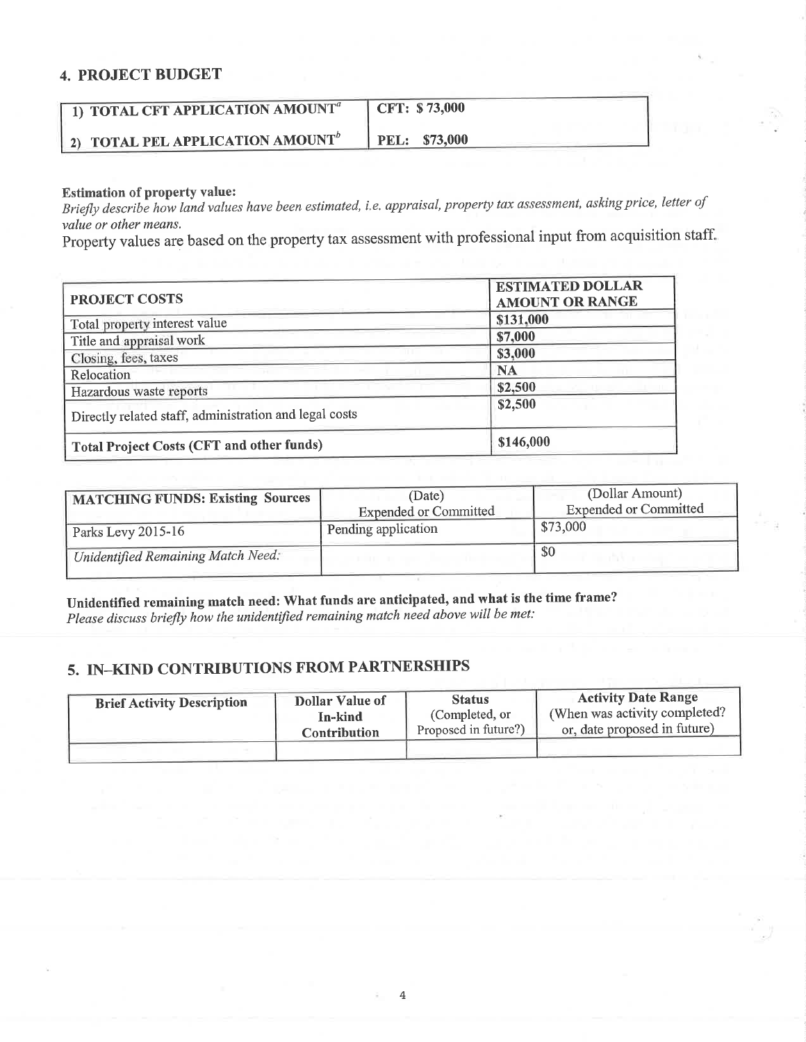## 4. PROJECT BUDGET

| | |
|---|---|
| 1) **TOTAL CFT APPLICATION AMOUNT**[a] | **CFT: $ 73,000** |
| 2) **TOTAL PEL APPLICATION AMOUNT**[b] | **PEL: $73,000** |

**Estimation of property value:**

*Briefly describe how land values have been estimated, i.e. appraisal, property tax assessment, asking price, letter of value or other means.*

Property values are based on the property tax assessment with professional input from acquisition staff.

| PROJECT COSTS | ESTIMATED DOLLAR AMOUNT OR RANGE |
|---|---|
| Total property interest value | **$131,000** |
| Title and appraisal work | **$7,000** |
| Closing, fees, taxes | **$3,000** |
| Relocation | **NA** |
| Hazardous waste reports | **$2,500** |
| Directly related staff, administration and legal costs | **$2,500** |
| **Total Project Costs (CFT and other funds)** | **$146,000** |

| MATCHING FUNDS: Existing Sources | (Date) Expended or Committed | (Dollar Amount) Expended or Committed |
|---|---|---|
| Parks Levy 2015-16 | Pending application | $73,000 |
| *Unidentified Remaining Match Need:* | | $0 |

**Unidentified remaining match need: What funds are anticipated, and what is the time frame?**

*Please discuss briefly how the unidentified remaining match need above will be met:*

## 5. IN-KIND CONTRIBUTIONS FROM PARTNERSHIPS

| Brief Activity Description | Dollar Value of In-kind Contribution | Status (Completed, or Proposed in future?) | Activity Date Range (When was activity completed? or, date proposed in future) |
|---|---|---|---|
| | | | |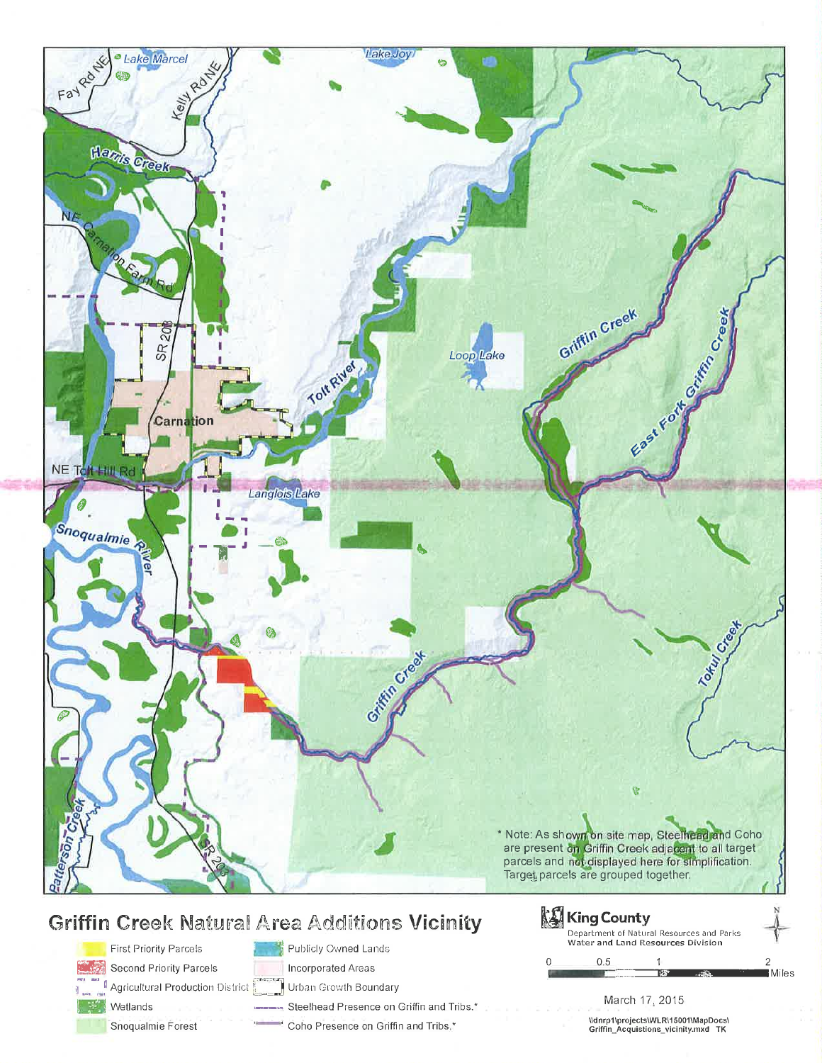# Griffin Creek Natural Area Additions Vicinity

Lake Marcel

Fay Rd NE

Kelly Rd NE

Lake Joy

Harris Creek

NE Carnation Farm Rd

SR 203

Carnation

Tolt River

Loop Lake

Griffin Creek

East Fork Griffin Creek

NE Tolt Hill Rd

Langlois Lake

Snoqualmie River

Griffin Creek

Tokul Creek

Patterson Creek

SR 203

* Note: As shown on site map, Steelhead and Coho are present on Griffin Creek adjacent to all target parcels and not displayed here for simplification. Target parcels are grouped together.

| Legend | |
|---|---|
| First Priority Parcels | Publicly Owned Lands |
| Second Priority Parcels | Incorporated Areas |
| Agricultural Production District | Urban Growth Boundary |
| Wetlands | Steelhead Presence on Griffin and Tribs.* |
| Snoqualmie Forest | Coho Presence on Griffin and Tribs.* |

**King County**
Department of Natural Resources and Parks
Water and Land Resources Division

0 0.5 1 2 Miles

N

March 17, 2015

\\dnrp1\projects\WLR\15001\MapDocs\Griffin_Acquistions_vicinity.mxd TK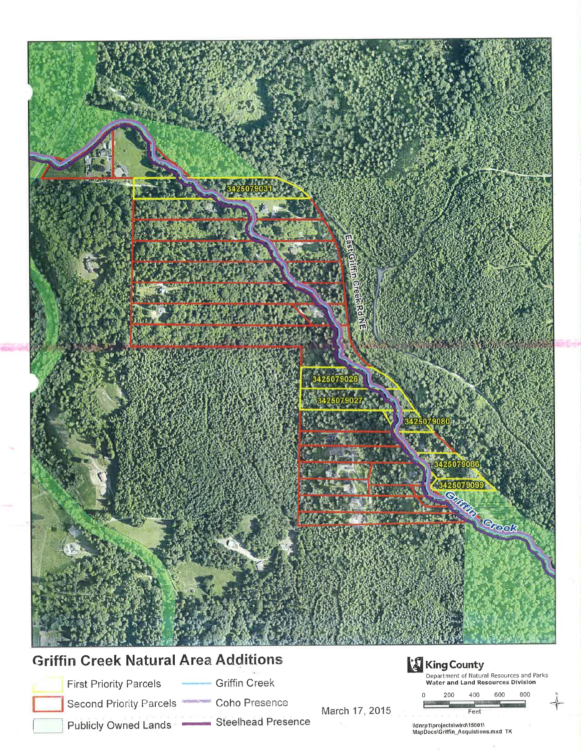3425079031

East Griffin Creek Rd NE

3425079026

3425079027

3425079080

3425079086

3425079099

Griffin Creek

## Griffin Creek Natural Area Additions

First Priority Parcels

Second Priority Parcels

Publicly Owned Lands

Griffin Creek

Coho Presence

Steelhead Presence

March 17, 2015

King County

Department of Natural Resources and Parks
Water and Land Resources Division

0 200 400 600 800

Feet

\\dnrp1\projects\wlrd\15001\
MapDocs\Griffin_Acquistions.mxd TK